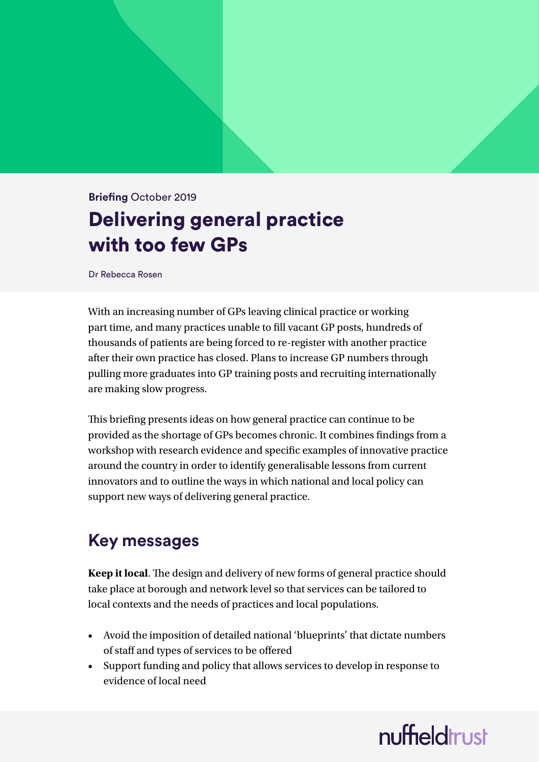**Briefing** October 2019

# Delivering general practice with too few GPs

Dr Rebecca Rosen

With an increasing number of GPs leaving clinical practice or working part time, and many practices unable to fill vacant GP posts, hundreds of thousands of patients are being forced to re-register with another practice after their own practice has closed. Plans to increase GP numbers through pulling more graduates into GP training posts and recruiting internationally are making slow progress.

This briefing presents ideas on how general practice can continue to be provided as the shortage of GPs becomes chronic. It combines findings from a workshop with research evidence and specific examples of innovative practice around the country in order to identify generalisable lessons from current innovators and to outline the ways in which national and local policy can support new ways of delivering general practice.

## Key messages

**Keep it local**. The design and delivery of new forms of general practice should take place at borough and network level so that services can be tailored to local contexts and the needs of practices and local populations.

- Avoid the imposition of detailed national 'blueprints' that dictate numbers of staff and types of services to be offered
- Support funding and policy that allows services to develop in response to evidence of local need

nuffieldtrust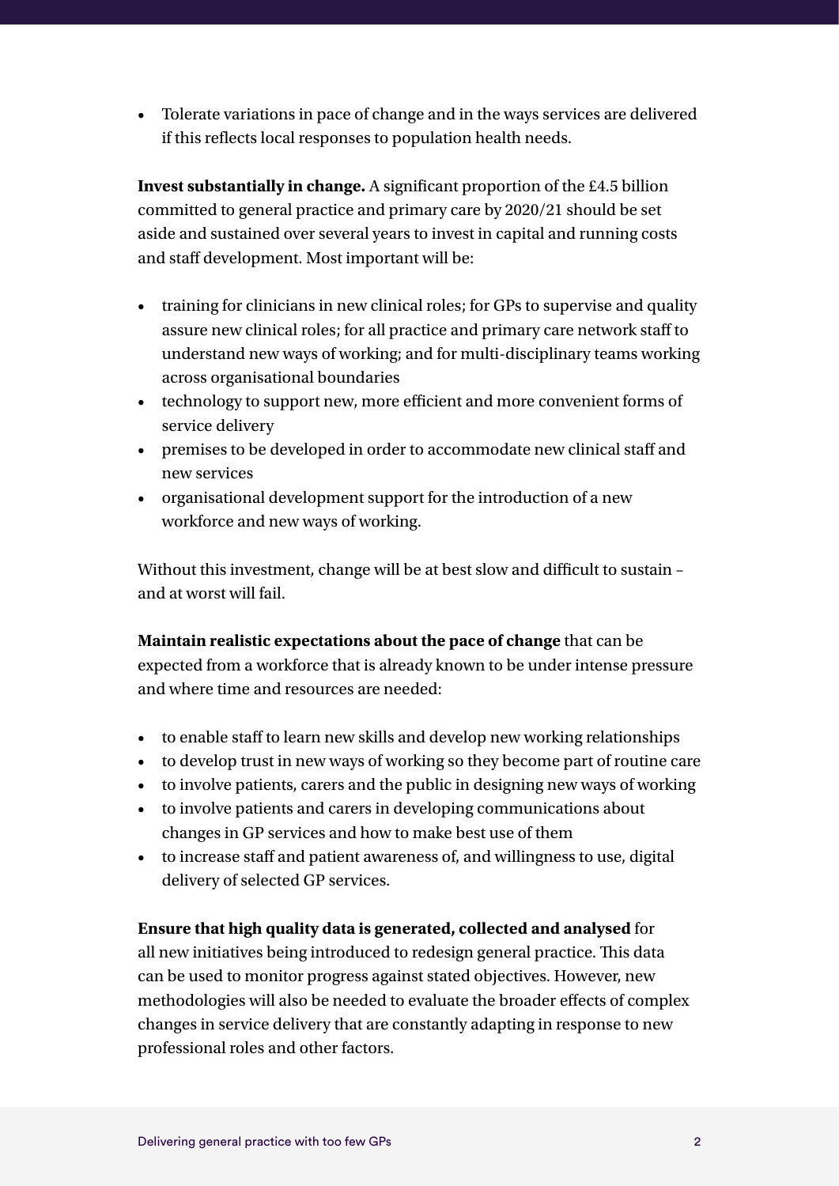- Tolerate variations in pace of change and in the ways services are delivered if this reflects local responses to population health needs.

**Invest substantially in change.** A significant proportion of the £4.5 billion committed to general practice and primary care by 2020/21 should be set aside and sustained over several years to invest in capital and running costs and staff development. Most important will be:

- training for clinicians in new clinical roles; for GPs to supervise and quality assure new clinical roles; for all practice and primary care network staff to understand new ways of working; and for multi-disciplinary teams working across organisational boundaries
- technology to support new, more efficient and more convenient forms of service delivery
- premises to be developed in order to accommodate new clinical staff and new services
- organisational development support for the introduction of a new workforce and new ways of working.

Without this investment, change will be at best slow and difficult to sustain – and at worst will fail.

**Maintain realistic expectations about the pace of change** that can be expected from a workforce that is already known to be under intense pressure and where time and resources are needed:

- to enable staff to learn new skills and develop new working relationships
- to develop trust in new ways of working so they become part of routine care
- to involve patients, carers and the public in designing new ways of working
- to involve patients and carers in developing communications about changes in GP services and how to make best use of them
- to increase staff and patient awareness of, and willingness to use, digital delivery of selected GP services.

**Ensure that high quality data is generated, collected and analysed** for all new initiatives being introduced to redesign general practice. This data can be used to monitor progress against stated objectives. However, new methodologies will also be needed to evaluate the broader effects of complex changes in service delivery that are constantly adapting in response to new professional roles and other factors.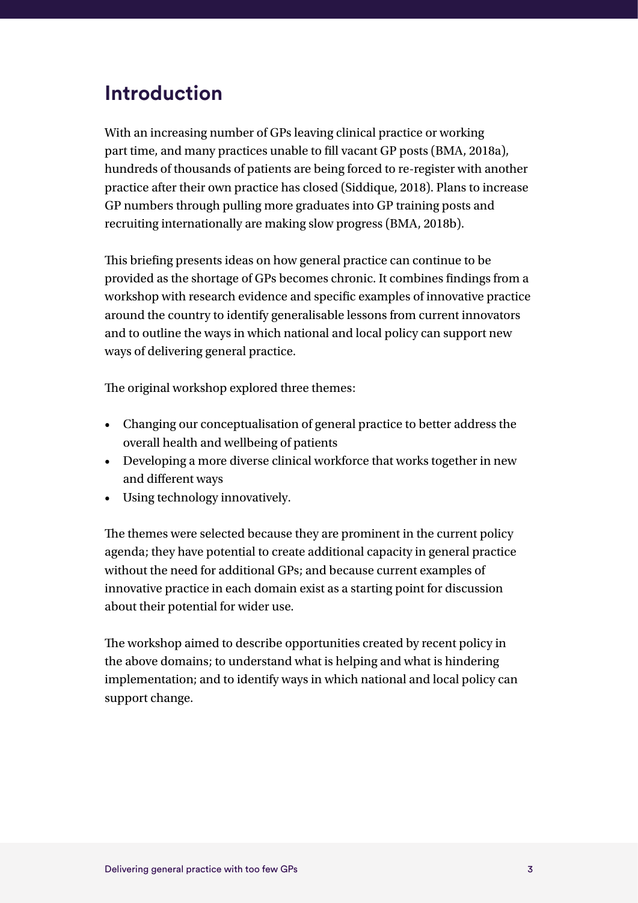## Introduction

With an increasing number of GPs leaving clinical practice or working part time, and many practices unable to fill vacant GP posts (BMA, 2018a), hundreds of thousands of patients are being forced to re-register with another practice after their own practice has closed (Siddique, 2018). Plans to increase GP numbers through pulling more graduates into GP training posts and recruiting internationally are making slow progress (BMA, 2018b).

This briefing presents ideas on how general practice can continue to be provided as the shortage of GPs becomes chronic. It combines findings from a workshop with research evidence and specific examples of innovative practice around the country to identify generalisable lessons from current innovators and to outline the ways in which national and local policy can support new ways of delivering general practice.

The original workshop explored three themes:

- Changing our conceptualisation of general practice to better address the overall health and wellbeing of patients
- Developing a more diverse clinical workforce that works together in new and different ways
- Using technology innovatively.

The themes were selected because they are prominent in the current policy agenda; they have potential to create additional capacity in general practice without the need for additional GPs; and because current examples of innovative practice in each domain exist as a starting point for discussion about their potential for wider use.

The workshop aimed to describe opportunities created by recent policy in the above domains; to understand what is helping and what is hindering implementation; and to identify ways in which national and local policy can support change.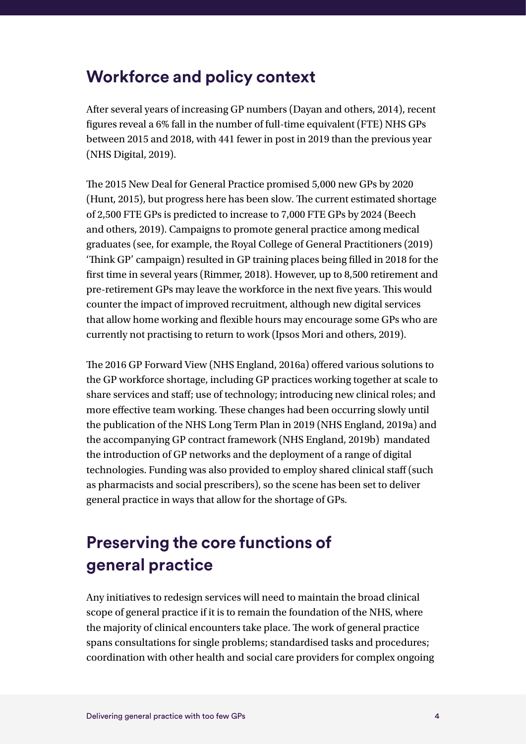## Workforce and policy context

After several years of increasing GP numbers (Dayan and others, 2014), recent figures reveal a 6% fall in the number of full-time equivalent (FTE) NHS GPs between 2015 and 2018, with 441 fewer in post in 2019 than the previous year (NHS Digital, 2019).

The 2015 New Deal for General Practice promised 5,000 new GPs by 2020 (Hunt, 2015), but progress here has been slow. The current estimated shortage of 2,500 FTE GPs is predicted to increase to 7,000 FTE GPs by 2024 (Beech and others, 2019). Campaigns to promote general practice among medical graduates (see, for example, the Royal College of General Practitioners (2019) 'Think GP' campaign) resulted in GP training places being filled in 2018 for the first time in several years (Rimmer, 2018). However, up to 8,500 retirement and pre-retirement GPs may leave the workforce in the next five years. This would counter the impact of improved recruitment, although new digital services that allow home working and flexible hours may encourage some GPs who are currently not practising to return to work (Ipsos Mori and others, 2019).

The 2016 GP Forward View (NHS England, 2016a) offered various solutions to the GP workforce shortage, including GP practices working together at scale to share services and staff; use of technology; introducing new clinical roles; and more effective team working. These changes had been occurring slowly until the publication of the NHS Long Term Plan in 2019 (NHS England, 2019a) and the accompanying GP contract framework (NHS England, 2019b) mandated the introduction of GP networks and the deployment of a range of digital technologies. Funding was also provided to employ shared clinical staff (such as pharmacists and social prescribers), so the scene has been set to deliver general practice in ways that allow for the shortage of GPs.

## Preserving the core functions of general practice

Any initiatives to redesign services will need to maintain the broad clinical scope of general practice if it is to remain the foundation of the NHS, where the majority of clinical encounters take place. The work of general practice spans consultations for single problems; standardised tasks and procedures; coordination with other health and social care providers for complex ongoing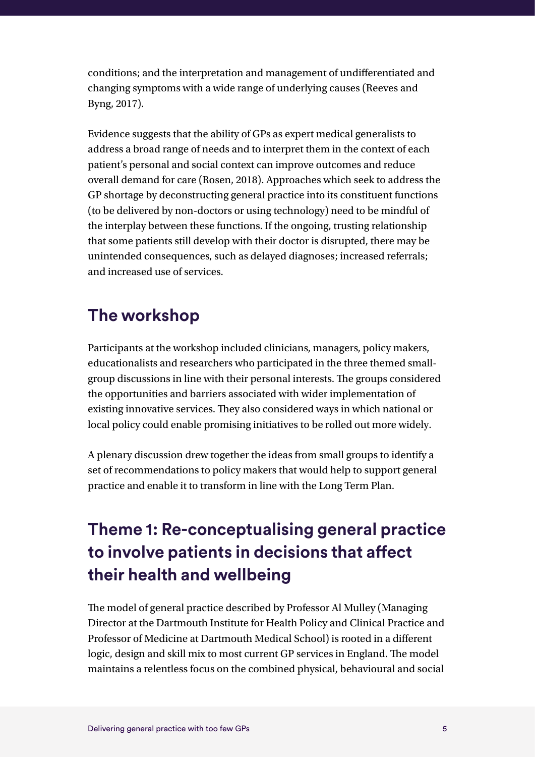conditions; and the interpretation and management of undifferentiated and changing symptoms with a wide range of underlying causes (Reeves and Byng, 2017).

Evidence suggests that the ability of GPs as expert medical generalists to address a broad range of needs and to interpret them in the context of each patient's personal and social context can improve outcomes and reduce overall demand for care (Rosen, 2018). Approaches which seek to address the GP shortage by deconstructing general practice into its constituent functions (to be delivered by non-doctors or using technology) need to be mindful of the interplay between these functions. If the ongoing, trusting relationship that some patients still develop with their doctor is disrupted, there may be unintended consequences, such as delayed diagnoses; increased referrals; and increased use of services.

## The workshop

Participants at the workshop included clinicians, managers, policy makers, educationalists and researchers who participated in the three themed small-group discussions in line with their personal interests. The groups considered the opportunities and barriers associated with wider implementation of existing innovative services. They also considered ways in which national or local policy could enable promising initiatives to be rolled out more widely.

A plenary discussion drew together the ideas from small groups to identify a set of recommendations to policy makers that would help to support general practice and enable it to transform in line with the Long Term Plan.

## Theme 1: Re-conceptualising general practice to involve patients in decisions that affect their health and wellbeing

The model of general practice described by Professor Al Mulley (Managing Director at the Dartmouth Institute for Health Policy and Clinical Practice and Professor of Medicine at Dartmouth Medical School) is rooted in a different logic, design and skill mix to most current GP services in England. The model maintains a relentless focus on the combined physical, behavioural and social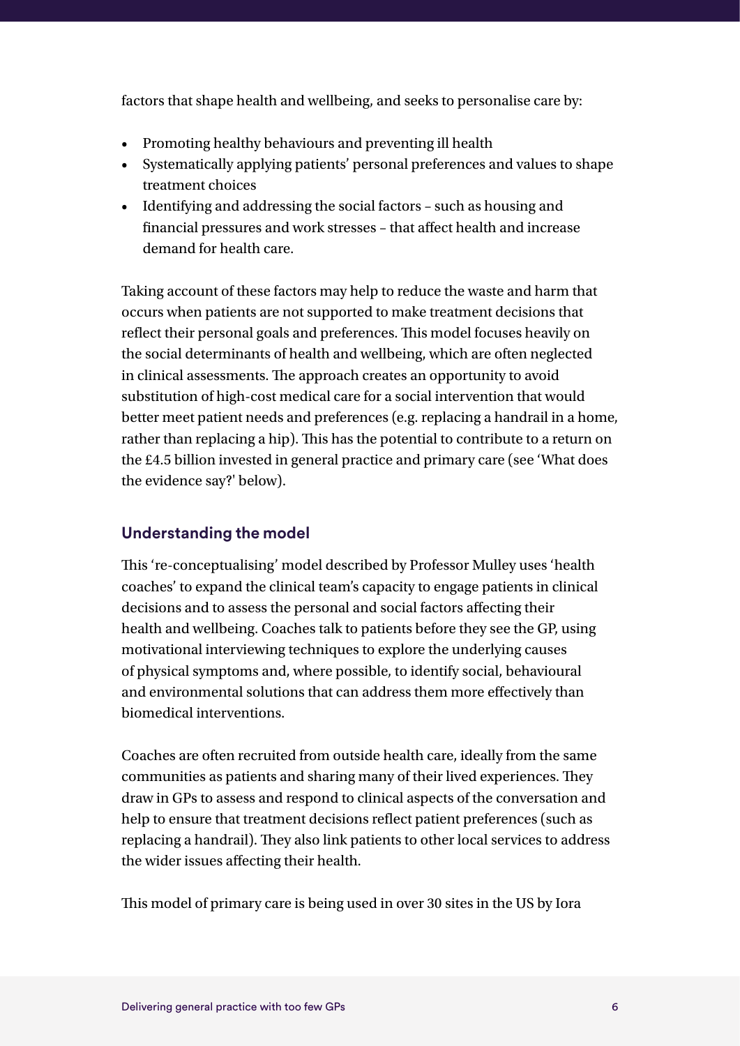factors that shape health and wellbeing, and seeks to personalise care by:

- Promoting healthy behaviours and preventing ill health
- Systematically applying patients' personal preferences and values to shape treatment choices
- Identifying and addressing the social factors – such as housing and financial pressures and work stresses – that affect health and increase demand for health care.

Taking account of these factors may help to reduce the waste and harm that occurs when patients are not supported to make treatment decisions that reflect their personal goals and preferences. This model focuses heavily on the social determinants of health and wellbeing, which are often neglected in clinical assessments. The approach creates an opportunity to avoid substitution of high-cost medical care for a social intervention that would better meet patient needs and preferences (e.g. replacing a handrail in a home, rather than replacing a hip). This has the potential to contribute to a return on the £4.5 billion invested in general practice and primary care (see 'What does the evidence say?' below).

### Understanding the model

This 're-conceptualising' model described by Professor Mulley uses 'health coaches' to expand the clinical team's capacity to engage patients in clinical decisions and to assess the personal and social factors affecting their health and wellbeing. Coaches talk to patients before they see the GP, using motivational interviewing techniques to explore the underlying causes of physical symptoms and, where possible, to identify social, behavioural and environmental solutions that can address them more effectively than biomedical interventions.

Coaches are often recruited from outside health care, ideally from the same communities as patients and sharing many of their lived experiences. They draw in GPs to assess and respond to clinical aspects of the conversation and help to ensure that treatment decisions reflect patient preferences (such as replacing a handrail). They also link patients to other local services to address the wider issues affecting their health.

This model of primary care is being used in over 30 sites in the US by Iora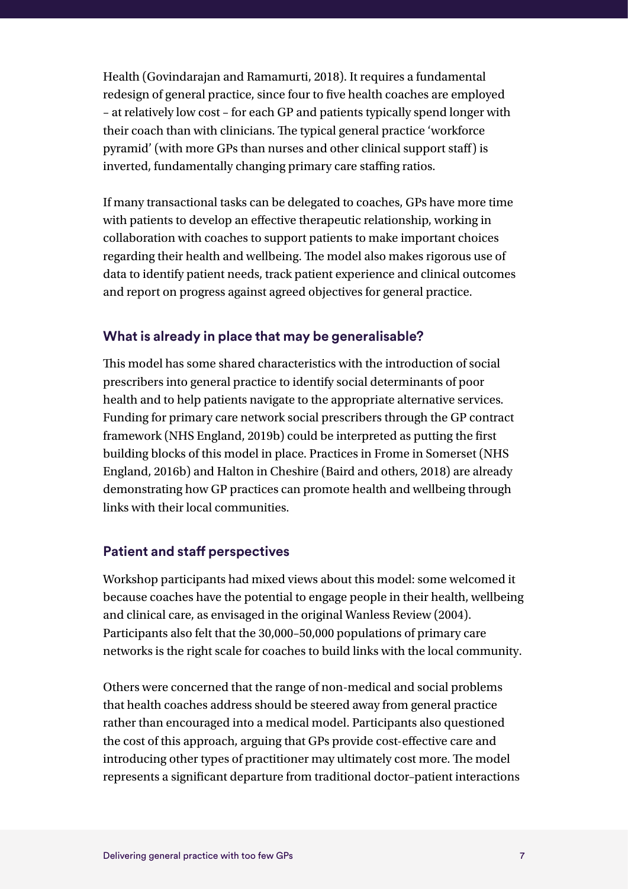Health (Govindarajan and Ramamurti, 2018). It requires a fundamental redesign of general practice, since four to five health coaches are employed – at relatively low cost – for each GP and patients typically spend longer with their coach than with clinicians. The typical general practice 'workforce pyramid' (with more GPs than nurses and other clinical support staff) is inverted, fundamentally changing primary care staffing ratios.

If many transactional tasks can be delegated to coaches, GPs have more time with patients to develop an effective therapeutic relationship, working in collaboration with coaches to support patients to make important choices regarding their health and wellbeing. The model also makes rigorous use of data to identify patient needs, track patient experience and clinical outcomes and report on progress against agreed objectives for general practice.

### What is already in place that may be generalisable?

This model has some shared characteristics with the introduction of social prescribers into general practice to identify social determinants of poor health and to help patients navigate to the appropriate alternative services. Funding for primary care network social prescribers through the GP contract framework (NHS England, 2019b) could be interpreted as putting the first building blocks of this model in place. Practices in Frome in Somerset (NHS England, 2016b) and Halton in Cheshire (Baird and others, 2018) are already demonstrating how GP practices can promote health and wellbeing through links with their local communities.

### Patient and staff perspectives

Workshop participants had mixed views about this model: some welcomed it because coaches have the potential to engage people in their health, wellbeing and clinical care, as envisaged in the original Wanless Review (2004). Participants also felt that the 30,000–50,000 populations of primary care networks is the right scale for coaches to build links with the local community.

Others were concerned that the range of non-medical and social problems that health coaches address should be steered away from general practice rather than encouraged into a medical model. Participants also questioned the cost of this approach, arguing that GPs provide cost-effective care and introducing other types of practitioner may ultimately cost more. The model represents a significant departure from traditional doctor–patient interactions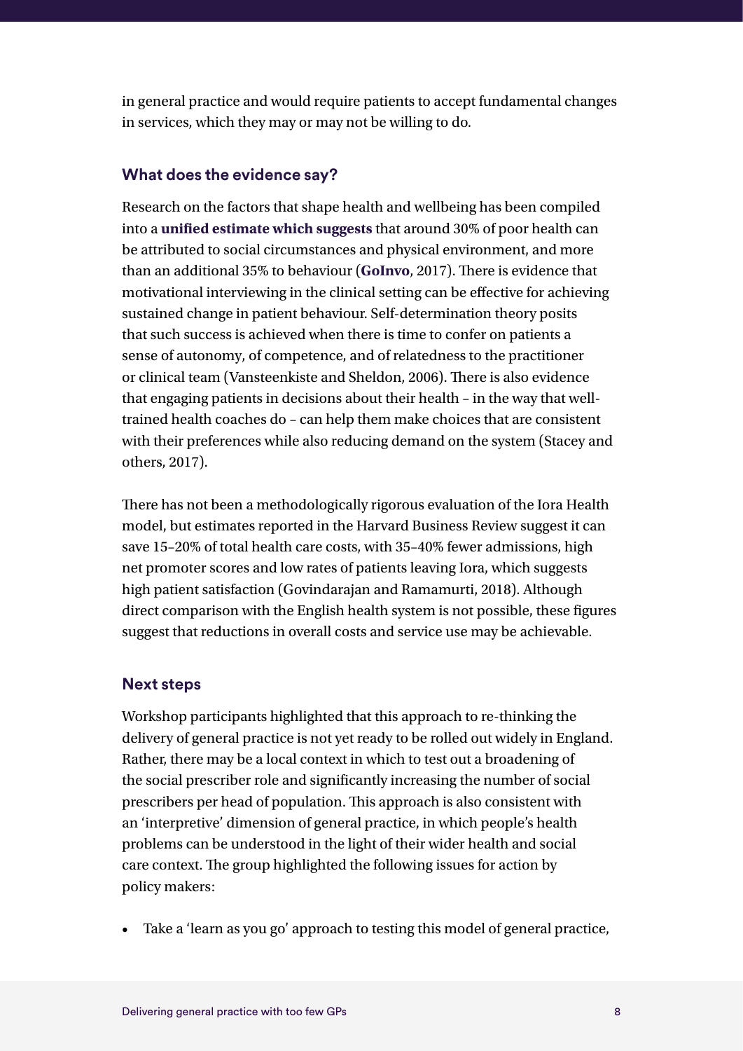in general practice and would require patients to accept fundamental changes in services, which they may or may not be willing to do.

### What does the evidence say?

Research on the factors that shape health and wellbeing has been compiled into a **unified estimate which suggests** that around 30% of poor health can be attributed to social circumstances and physical environment, and more than an additional 35% to behaviour (**GoInvo**, 2017). There is evidence that motivational interviewing in the clinical setting can be effective for achieving sustained change in patient behaviour. Self-determination theory posits that such success is achieved when there is time to confer on patients a sense of autonomy, of competence, and of relatedness to the practitioner or clinical team (Vansteenkiste and Sheldon, 2006). There is also evidence that engaging patients in decisions about their health – in the way that well-trained health coaches do – can help them make choices that are consistent with their preferences while also reducing demand on the system (Stacey and others, 2017).

There has not been a methodologically rigorous evaluation of the Iora Health model, but estimates reported in the Harvard Business Review suggest it can save 15–20% of total health care costs, with 35–40% fewer admissions, high net promoter scores and low rates of patients leaving Iora, which suggests high patient satisfaction (Govindarajan and Ramamurti, 2018). Although direct comparison with the English health system is not possible, these figures suggest that reductions in overall costs and service use may be achievable.

### Next steps

Workshop participants highlighted that this approach to re-thinking the delivery of general practice is not yet ready to be rolled out widely in England. Rather, there may be a local context in which to test out a broadening of the social prescriber role and significantly increasing the number of social prescribers per head of population. This approach is also consistent with an 'interpretive' dimension of general practice, in which people's health problems can be understood in the light of their wider health and social care context. The group highlighted the following issues for action by policy makers:

- Take a 'learn as you go' approach to testing this model of general practice,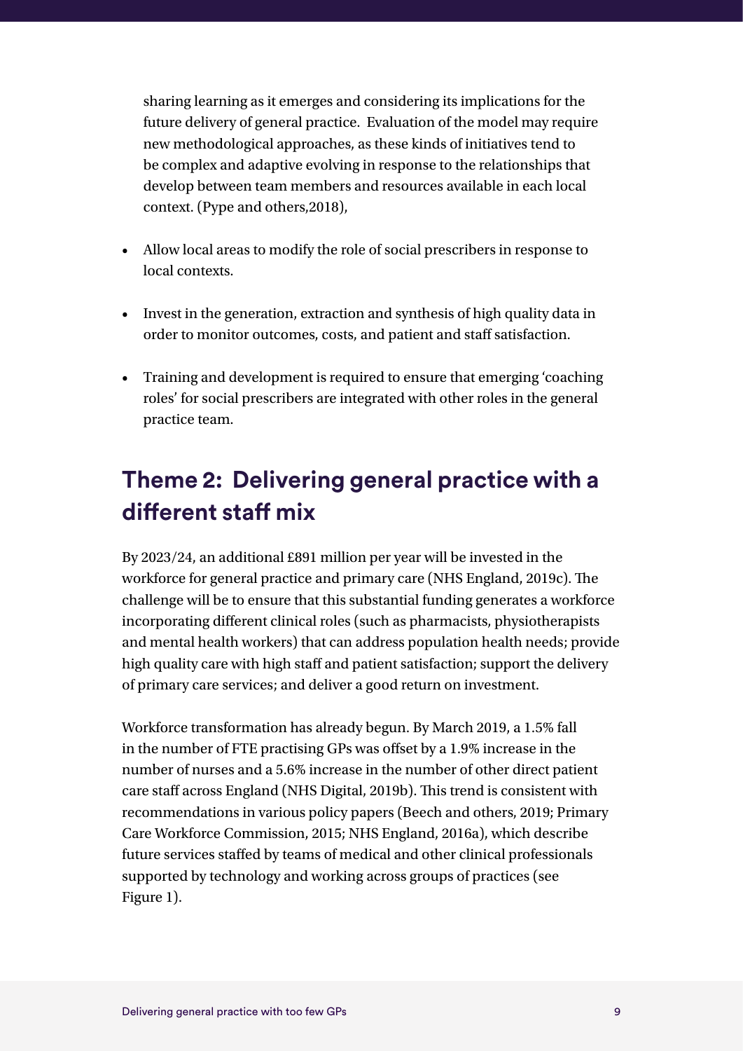sharing learning as it emerges and considering its implications for the future delivery of general practice. Evaluation of the model may require new methodological approaches, as these kinds of initiatives tend to be complex and adaptive evolving in response to the relationships that develop between team members and resources available in each local context. (Pype and others,2018),

- Allow local areas to modify the role of social prescribers in response to local contexts.
- Invest in the generation, extraction and synthesis of high quality data in order to monitor outcomes, costs, and patient and staff satisfaction.
- Training and development is required to ensure that emerging 'coaching roles' for social prescribers are integrated with other roles in the general practice team.

## Theme 2: Delivering general practice with a different staff mix

By 2023/24, an additional £891 million per year will be invested in the workforce for general practice and primary care (NHS England, 2019c). The challenge will be to ensure that this substantial funding generates a workforce incorporating different clinical roles (such as pharmacists, physiotherapists and mental health workers) that can address population health needs; provide high quality care with high staff and patient satisfaction; support the delivery of primary care services; and deliver a good return on investment.

Workforce transformation has already begun. By March 2019, a 1.5% fall in the number of FTE practising GPs was offset by a 1.9% increase in the number of nurses and a 5.6% increase in the number of other direct patient care staff across England (NHS Digital, 2019b). This trend is consistent with recommendations in various policy papers (Beech and others, 2019; Primary Care Workforce Commission, 2015; NHS England, 2016a), which describe future services staffed by teams of medical and other clinical professionals supported by technology and working across groups of practices (see Figure 1).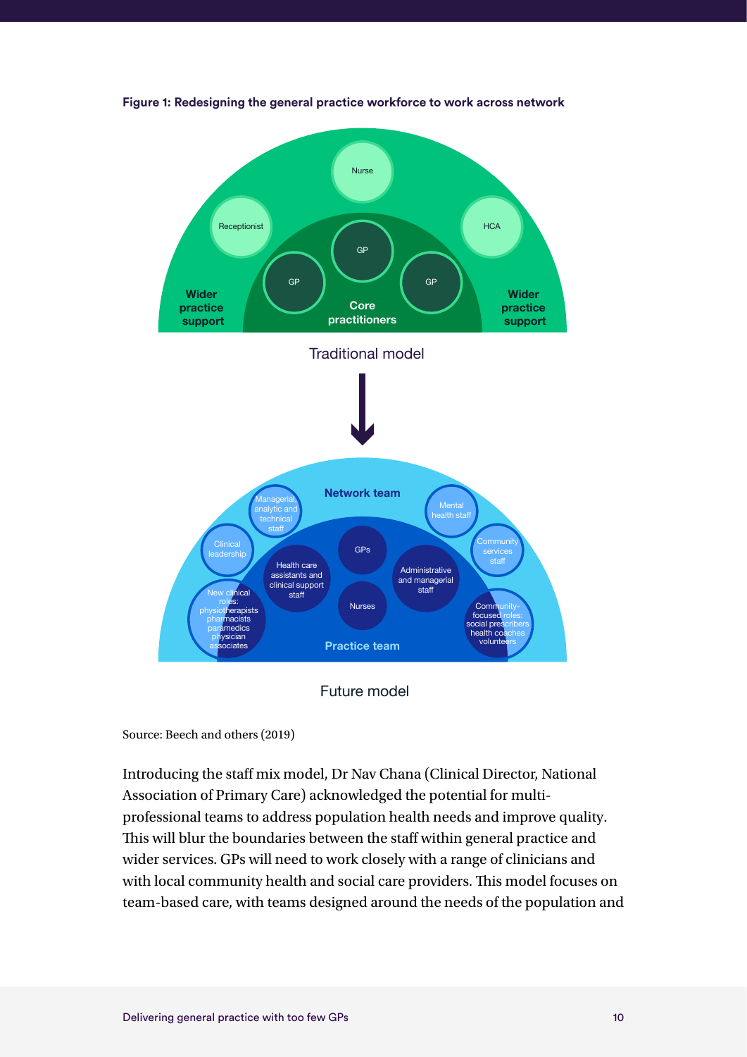**Figure 1: Redesigning the general practice workforce to work across network**

Traditional model

Future model

Source: Beech and others (2019)

Introducing the staff mix model, Dr Nav Chana (Clinical Director, National Association of Primary Care) acknowledged the potential for multi-professional teams to address population health needs and improve quality. This will blur the boundaries between the staff within general practice and wider services. GPs will need to work closely with a range of clinicians and with local community health and social care providers. This model focuses on team-based care, with teams designed around the needs of the population and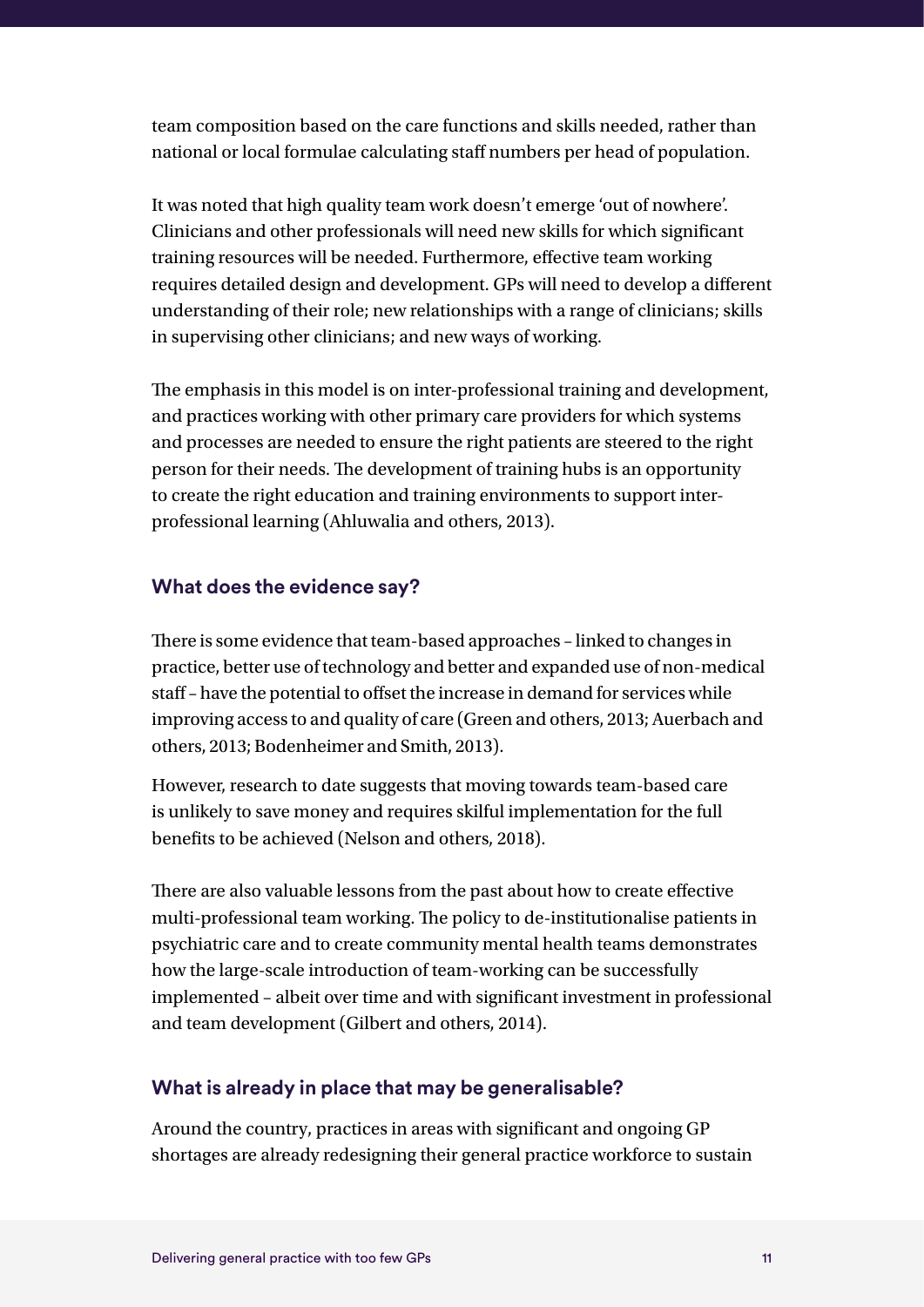team composition based on the care functions and skills needed, rather than national or local formulae calculating staff numbers per head of population.

It was noted that high quality team work doesn't emerge 'out of nowhere'. Clinicians and other professionals will need new skills for which significant training resources will be needed. Furthermore, effective team working requires detailed design and development. GPs will need to develop a different understanding of their role; new relationships with a range of clinicians; skills in supervising other clinicians; and new ways of working.

The emphasis in this model is on inter-professional training and development, and practices working with other primary care providers for which systems and processes are needed to ensure the right patients are steered to the right person for their needs. The development of training hubs is an opportunity to create the right education and training environments to support inter-professional learning (Ahluwalia and others, 2013).

### What does the evidence say?

There is some evidence that team-based approaches – linked to changes in practice, better use of technology and better and expanded use of non-medical staff – have the potential to offset the increase in demand for services while improving access to and quality of care (Green and others, 2013; Auerbach and others, 2013; Bodenheimer and Smith, 2013).

However, research to date suggests that moving towards team-based care is unlikely to save money and requires skilful implementation for the full benefits to be achieved (Nelson and others, 2018).

There are also valuable lessons from the past about how to create effective multi-professional team working. The policy to de-institutionalise patients in psychiatric care and to create community mental health teams demonstrates how the large-scale introduction of team-working can be successfully implemented – albeit over time and with significant investment in professional and team development (Gilbert and others, 2014).

### What is already in place that may be generalisable?

Around the country, practices in areas with significant and ongoing GP shortages are already redesigning their general practice workforce to sustain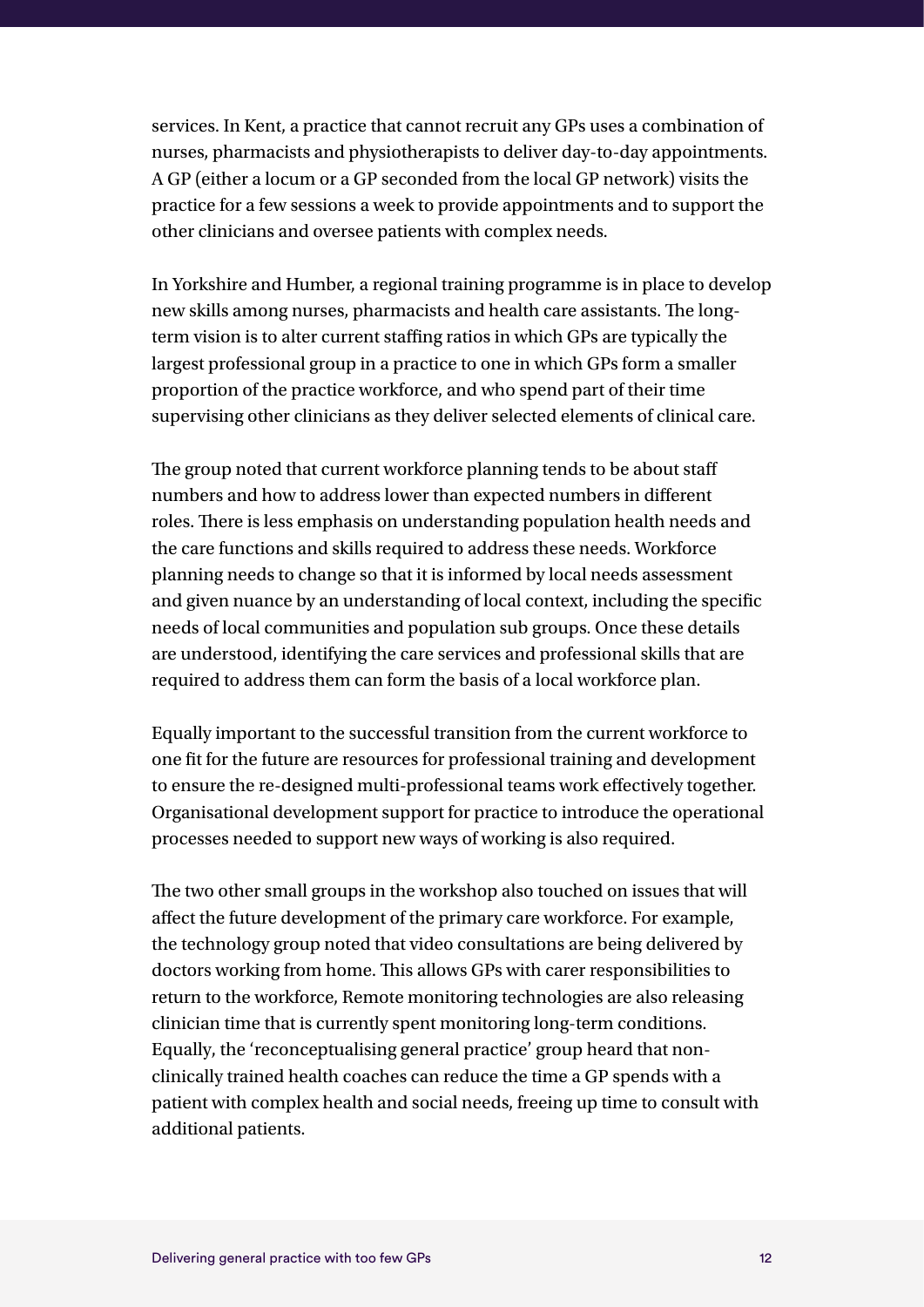services. In Kent, a practice that cannot recruit any GPs uses a combination of nurses, pharmacists and physiotherapists to deliver day-to-day appointments. A GP (either a locum or a GP seconded from the local GP network) visits the practice for a few sessions a week to provide appointments and to support the other clinicians and oversee patients with complex needs.

In Yorkshire and Humber, a regional training programme is in place to develop new skills among nurses, pharmacists and health care assistants. The long-term vision is to alter current staffing ratios in which GPs are typically the largest professional group in a practice to one in which GPs form a smaller proportion of the practice workforce, and who spend part of their time supervising other clinicians as they deliver selected elements of clinical care.

The group noted that current workforce planning tends to be about staff numbers and how to address lower than expected numbers in different roles. There is less emphasis on understanding population health needs and the care functions and skills required to address these needs. Workforce planning needs to change so that it is informed by local needs assessment and given nuance by an understanding of local context, including the specific needs of local communities and population sub groups. Once these details are understood, identifying the care services and professional skills that are required to address them can form the basis of a local workforce plan.

Equally important to the successful transition from the current workforce to one fit for the future are resources for professional training and development to ensure the re-designed multi-professional teams work effectively together. Organisational development support for practice to introduce the operational processes needed to support new ways of working is also required.

The two other small groups in the workshop also touched on issues that will affect the future development of the primary care workforce. For example, the technology group noted that video consultations are being delivered by doctors working from home. This allows GPs with carer responsibilities to return to the workforce, Remote monitoring technologies are also releasing clinician time that is currently spent monitoring long-term conditions. Equally, the 'reconceptualising general practice' group heard that non-clinically trained health coaches can reduce the time a GP spends with a patient with complex health and social needs, freeing up time to consult with additional patients.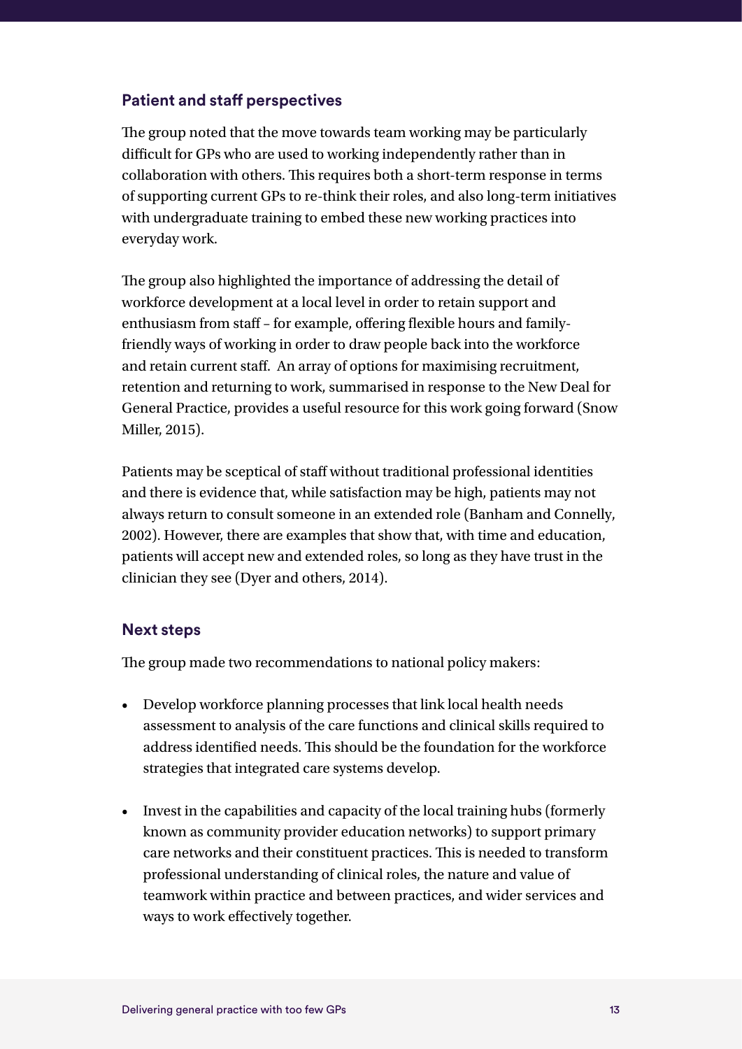## Patient and staff perspectives

The group noted that the move towards team working may be particularly difficult for GPs who are used to working independently rather than in collaboration with others. This requires both a short-term response in terms of supporting current GPs to re-think their roles, and also long-term initiatives with undergraduate training to embed these new working practices into everyday work.

The group also highlighted the importance of addressing the detail of workforce development at a local level in order to retain support and enthusiasm from staff – for example, offering flexible hours and family-friendly ways of working in order to draw people back into the workforce and retain current staff. An array of options for maximising recruitment, retention and returning to work, summarised in response to the New Deal for General Practice, provides a useful resource for this work going forward (Snow Miller, 2015).

Patients may be sceptical of staff without traditional professional identities and there is evidence that, while satisfaction may be high, patients may not always return to consult someone in an extended role (Banham and Connelly, 2002). However, there are examples that show that, with time and education, patients will accept new and extended roles, so long as they have trust in the clinician they see (Dyer and others, 2014).

## Next steps

The group made two recommendations to national policy makers:

- Develop workforce planning processes that link local health needs assessment to analysis of the care functions and clinical skills required to address identified needs. This should be the foundation for the workforce strategies that integrated care systems develop.
- Invest in the capabilities and capacity of the local training hubs (formerly known as community provider education networks) to support primary care networks and their constituent practices. This is needed to transform professional understanding of clinical roles, the nature and value of teamwork within practice and between practices, and wider services and ways to work effectively together.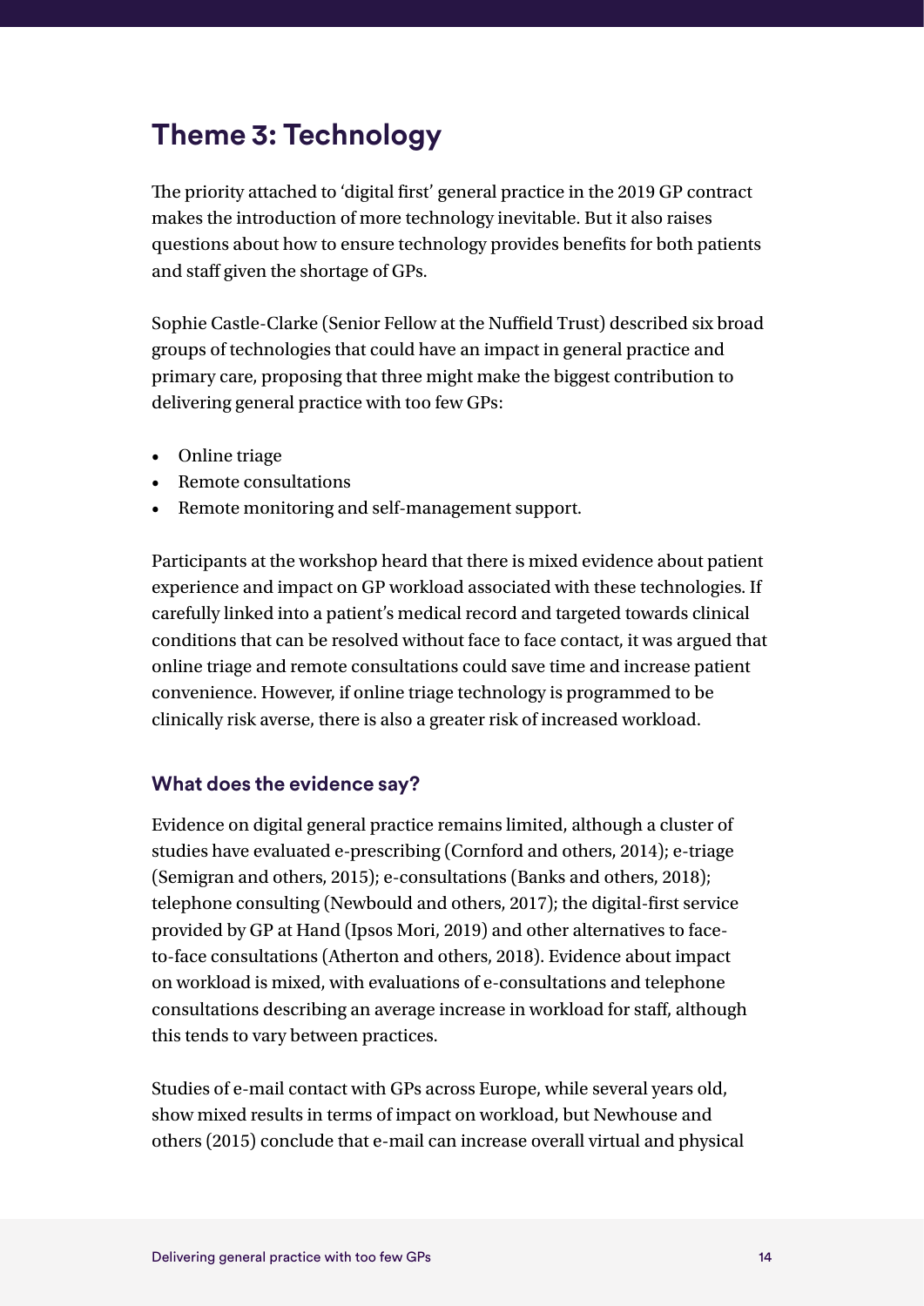## Theme 3: Technology

The priority attached to 'digital first' general practice in the 2019 GP contract makes the introduction of more technology inevitable. But it also raises questions about how to ensure technology provides benefits for both patients and staff given the shortage of GPs.

Sophie Castle-Clarke (Senior Fellow at the Nuffield Trust) described six broad groups of technologies that could have an impact in general practice and primary care, proposing that three might make the biggest contribution to delivering general practice with too few GPs:

- Online triage
- Remote consultations
- Remote monitoring and self-management support.

Participants at the workshop heard that there is mixed evidence about patient experience and impact on GP workload associated with these technologies. If carefully linked into a patient's medical record and targeted towards clinical conditions that can be resolved without face to face contact, it was argued that online triage and remote consultations could save time and increase patient convenience. However, if online triage technology is programmed to be clinically risk averse, there is also a greater risk of increased workload.

### What does the evidence say?

Evidence on digital general practice remains limited, although a cluster of studies have evaluated e-prescribing (Cornford and others, 2014); e-triage (Semigran and others, 2015); e-consultations (Banks and others, 2018); telephone consulting (Newbould and others, 2017); the digital-first service provided by GP at Hand (Ipsos Mori, 2019) and other alternatives to face-to-face consultations (Atherton and others, 2018). Evidence about impact on workload is mixed, with evaluations of e-consultations and telephone consultations describing an average increase in workload for staff, although this tends to vary between practices.

Studies of e-mail contact with GPs across Europe, while several years old, show mixed results in terms of impact on workload, but Newhouse and others (2015) conclude that e-mail can increase overall virtual and physical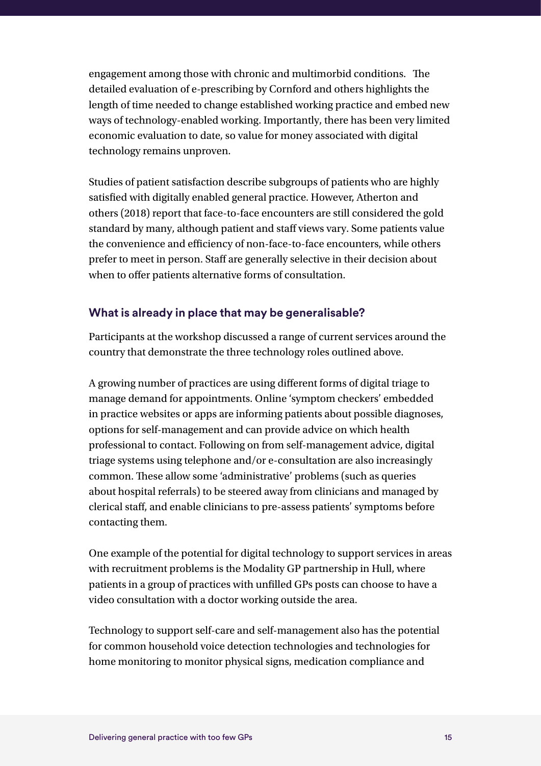engagement among those with chronic and multimorbid conditions. The detailed evaluation of e-prescribing by Cornford and others highlights the length of time needed to change established working practice and embed new ways of technology-enabled working. Importantly, there has been very limited economic evaluation to date, so value for money associated with digital technology remains unproven.

Studies of patient satisfaction describe subgroups of patients who are highly satisfied with digitally enabled general practice. However, Atherton and others (2018) report that face-to-face encounters are still considered the gold standard by many, although patient and staff views vary. Some patients value the convenience and efficiency of non-face-to-face encounters, while others prefer to meet in person. Staff are generally selective in their decision about when to offer patients alternative forms of consultation.

### What is already in place that may be generalisable?

Participants at the workshop discussed a range of current services around the country that demonstrate the three technology roles outlined above.

A growing number of practices are using different forms of digital triage to manage demand for appointments. Online 'symptom checkers' embedded in practice websites or apps are informing patients about possible diagnoses, options for self-management and can provide advice on which health professional to contact. Following on from self-management advice, digital triage systems using telephone and/or e-consultation are also increasingly common. These allow some 'administrative' problems (such as queries about hospital referrals) to be steered away from clinicians and managed by clerical staff, and enable clinicians to pre-assess patients' symptoms before contacting them.

One example of the potential for digital technology to support services in areas with recruitment problems is the Modality GP partnership in Hull, where patients in a group of practices with unfilled GPs posts can choose to have a video consultation with a doctor working outside the area.

Technology to support self-care and self-management also has the potential for common household voice detection technologies and technologies for home monitoring to monitor physical signs, medication compliance and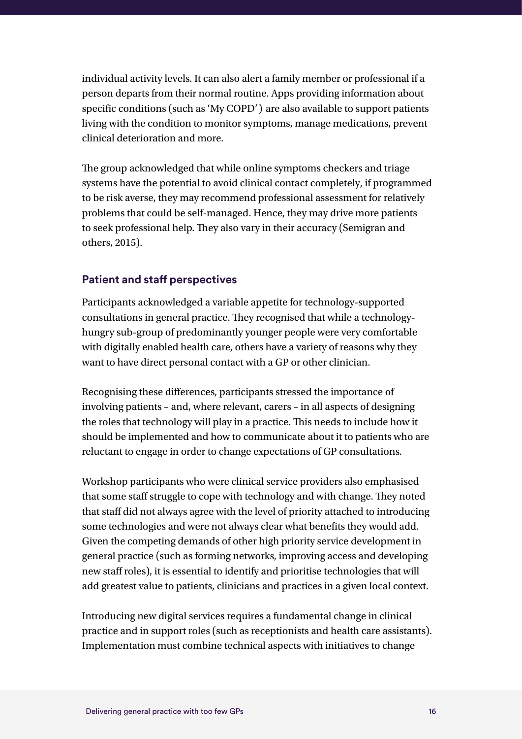individual activity levels. It can also alert a family member or professional if a person departs from their normal routine. Apps providing information about specific conditions (such as 'My COPD') are also available to support patients living with the condition to monitor symptoms, manage medications, prevent clinical deterioration and more.

The group acknowledged that while online symptoms checkers and triage systems have the potential to avoid clinical contact completely, if programmed to be risk averse, they may recommend professional assessment for relatively problems that could be self-managed. Hence, they may drive more patients to seek professional help. They also vary in their accuracy (Semigran and others, 2015).

### Patient and staff perspectives

Participants acknowledged a variable appetite for technology-supported consultations in general practice. They recognised that while a technology-hungry sub-group of predominantly younger people were very comfortable with digitally enabled health care, others have a variety of reasons why they want to have direct personal contact with a GP or other clinician.

Recognising these differences, participants stressed the importance of involving patients – and, where relevant, carers – in all aspects of designing the roles that technology will play in a practice. This needs to include how it should be implemented and how to communicate about it to patients who are reluctant to engage in order to change expectations of GP consultations.

Workshop participants who were clinical service providers also emphasised that some staff struggle to cope with technology and with change. They noted that staff did not always agree with the level of priority attached to introducing some technologies and were not always clear what benefits they would add. Given the competing demands of other high priority service development in general practice (such as forming networks, improving access and developing new staff roles), it is essential to identify and prioritise technologies that will add greatest value to patients, clinicians and practices in a given local context.

Introducing new digital services requires a fundamental change in clinical practice and in support roles (such as receptionists and health care assistants). Implementation must combine technical aspects with initiatives to change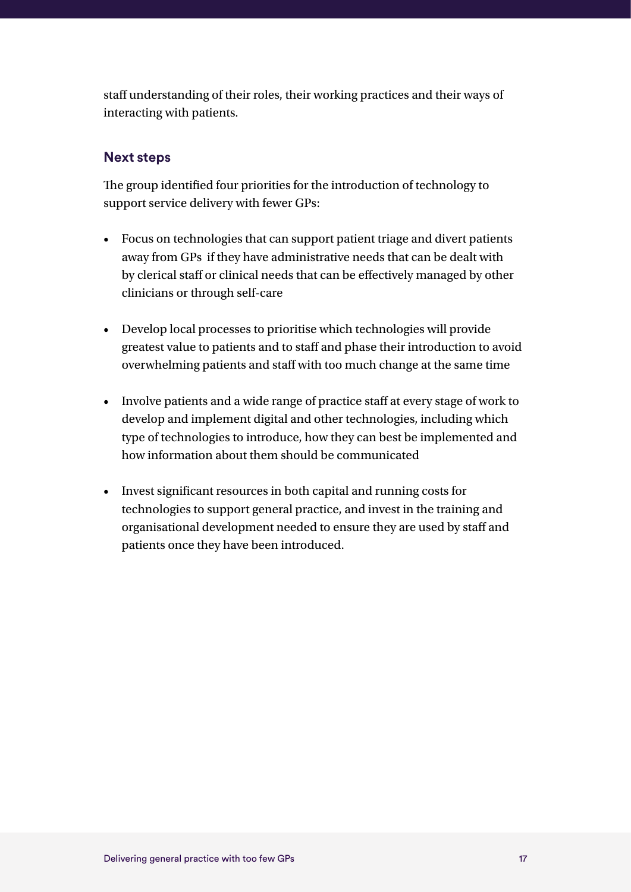staff understanding of their roles, their working practices and their ways of interacting with patients.

### Next steps

The group identified four priorities for the introduction of technology to support service delivery with fewer GPs:

- Focus on technologies that can support patient triage and divert patients away from GPs if they have administrative needs that can be dealt with by clerical staff or clinical needs that can be effectively managed by other clinicians or through self-care
- Develop local processes to prioritise which technologies will provide greatest value to patients and to staff and phase their introduction to avoid overwhelming patients and staff with too much change at the same time
- Involve patients and a wide range of practice staff at every stage of work to develop and implement digital and other technologies, including which type of technologies to introduce, how they can best be implemented and how information about them should be communicated
- Invest significant resources in both capital and running costs for technologies to support general practice, and invest in the training and organisational development needed to ensure they are used by staff and patients once they have been introduced.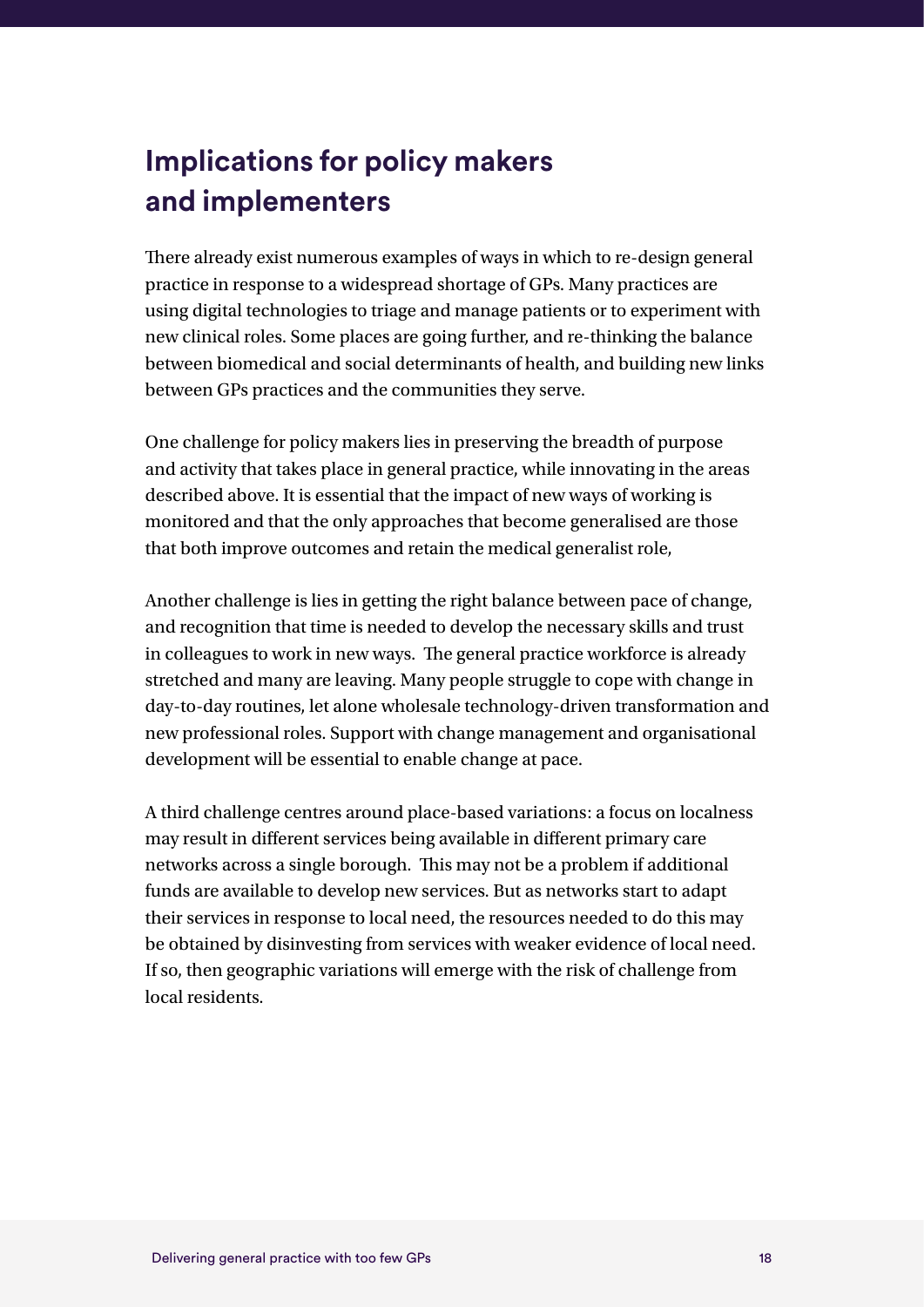## Implications for policy makers and implementers

There already exist numerous examples of ways in which to re-design general practice in response to a widespread shortage of GPs. Many practices are using digital technologies to triage and manage patients or to experiment with new clinical roles. Some places are going further, and re-thinking the balance between biomedical and social determinants of health, and building new links between GPs practices and the communities they serve.

One challenge for policy makers lies in preserving the breadth of purpose and activity that takes place in general practice, while innovating in the areas described above. It is essential that the impact of new ways of working is monitored and that the only approaches that become generalised are those that both improve outcomes and retain the medical generalist role,

Another challenge is lies in getting the right balance between pace of change, and recognition that time is needed to develop the necessary skills and trust in colleagues to work in new ways. The general practice workforce is already stretched and many are leaving. Many people struggle to cope with change in day-to-day routines, let alone wholesale technology-driven transformation and new professional roles. Support with change management and organisational development will be essential to enable change at pace.

A third challenge centres around place-based variations: a focus on localness may result in different services being available in different primary care networks across a single borough. This may not be a problem if additional funds are available to develop new services. But as networks start to adapt their services in response to local need, the resources needed to do this may be obtained by disinvesting from services with weaker evidence of local need. If so, then geographic variations will emerge with the risk of challenge from local residents.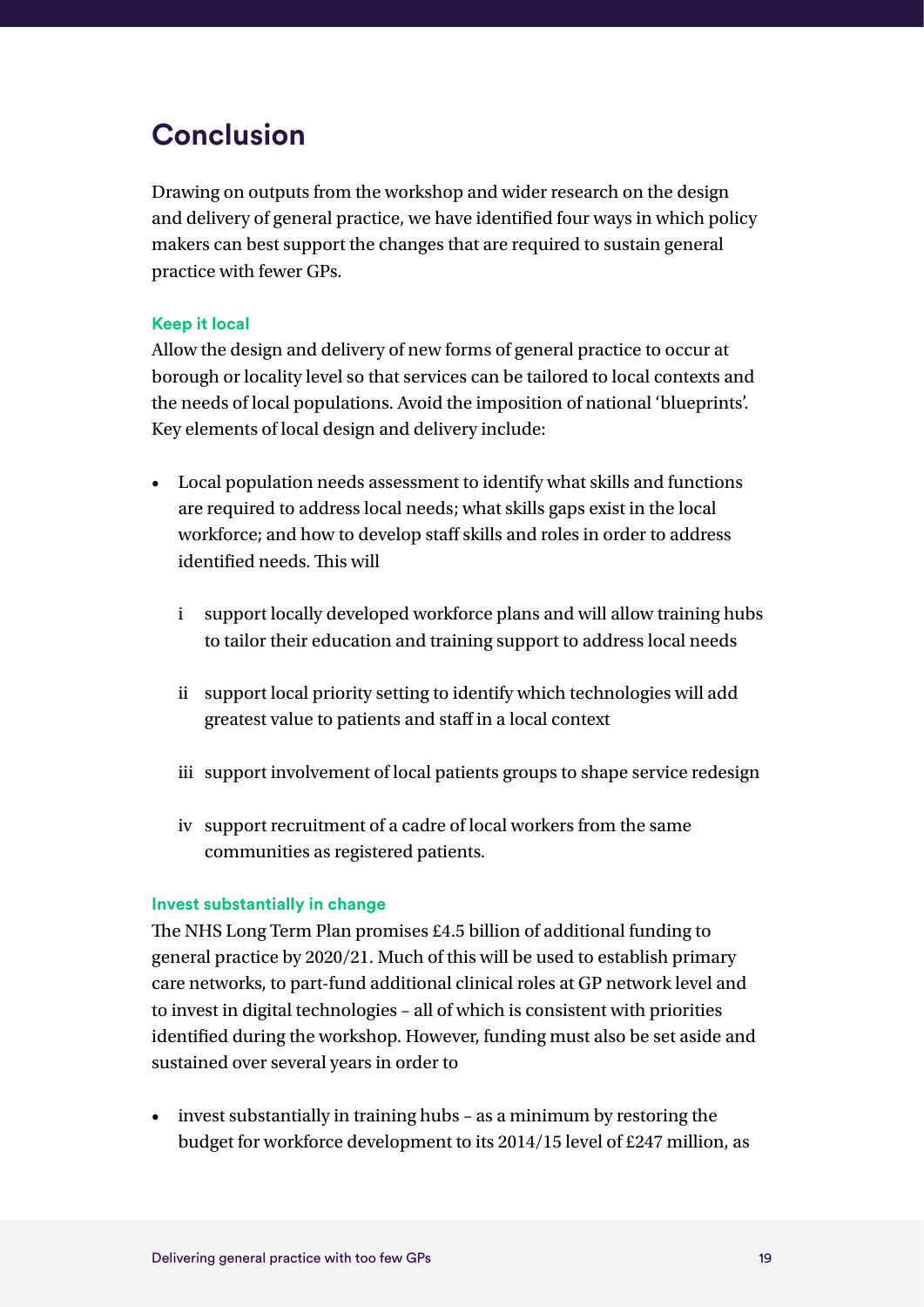## Conclusion

Drawing on outputs from the workshop and wider research on the design and delivery of general practice, we have identified four ways in which policy makers can best support the changes that are required to sustain general practice with fewer GPs.

#### Keep it local

Allow the design and delivery of new forms of general practice to occur at borough or locality level so that services can be tailored to local contexts and the needs of local populations. Avoid the imposition of national 'blueprints'. Key elements of local design and delivery include:

- Local population needs assessment to identify what skills and functions are required to address local needs; what skills gaps exist in the local workforce; and how to develop staff skills and roles in order to address identified needs. This will
  - i support locally developed workforce plans and will allow training hubs to tailor their education and training support to address local needs
  - ii support local priority setting to identify which technologies will add greatest value to patients and staff in a local context
  - iii support involvement of local patients groups to shape service redesign
  - iv support recruitment of a cadre of local workers from the same communities as registered patients.

#### Invest substantially in change

The NHS Long Term Plan promises £4.5 billion of additional funding to general practice by 2020/21. Much of this will be used to establish primary care networks, to part-fund additional clinical roles at GP network level and to invest in digital technologies – all of which is consistent with priorities identified during the workshop. However, funding must also be set aside and sustained over several years in order to

- invest substantially in training hubs – as a minimum by restoring the budget for workforce development to its 2014/15 level of £247 million, as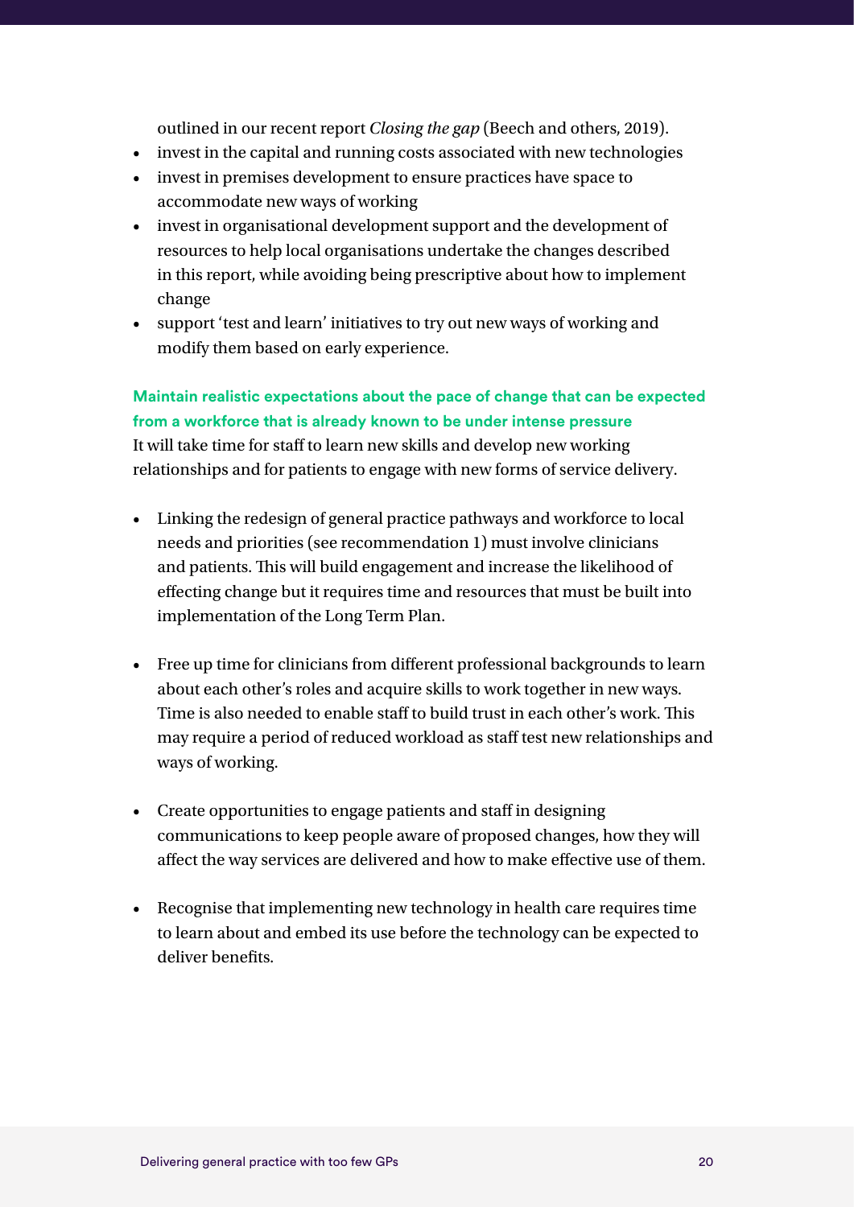outlined in our recent report *Closing the gap* (Beech and others, 2019).

- invest in the capital and running costs associated with new technologies
- invest in premises development to ensure practices have space to accommodate new ways of working
- invest in organisational development support and the development of resources to help local organisations undertake the changes described in this report, while avoiding being prescriptive about how to implement change
- support 'test and learn' initiatives to try out new ways of working and modify them based on early experience.

**Maintain realistic expectations about the pace of change that can be expected from a workforce that is already known to be under intense pressure**

It will take time for staff to learn new skills and develop new working relationships and for patients to engage with new forms of service delivery.

- Linking the redesign of general practice pathways and workforce to local needs and priorities (see recommendation 1) must involve clinicians and patients. This will build engagement and increase the likelihood of effecting change but it requires time and resources that must be built into implementation of the Long Term Plan.

- Free up time for clinicians from different professional backgrounds to learn about each other's roles and acquire skills to work together in new ways. Time is also needed to enable staff to build trust in each other's work. This may require a period of reduced workload as staff test new relationships and ways of working.

- Create opportunities to engage patients and staff in designing communications to keep people aware of proposed changes, how they will affect the way services are delivered and how to make effective use of them.

- Recognise that implementing new technology in health care requires time to learn about and embed its use before the technology can be expected to deliver benefits.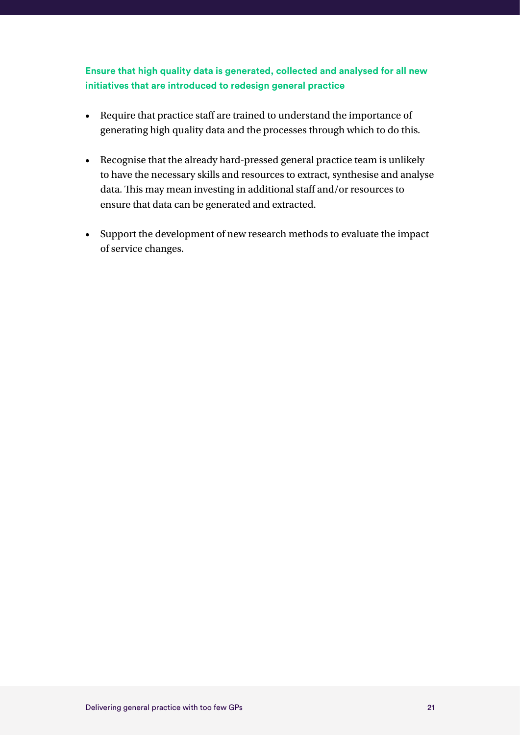**Ensure that high quality data is generated, collected and analysed for all new initiatives that are introduced to redesign general practice**

- Require that practice staff are trained to understand the importance of generating high quality data and the processes through which to do this.
- Recognise that the already hard-pressed general practice team is unlikely to have the necessary skills and resources to extract, synthesise and analyse data. This may mean investing in additional staff and/or resources to ensure that data can be generated and extracted.
- Support the development of new research methods to evaluate the impact of service changes.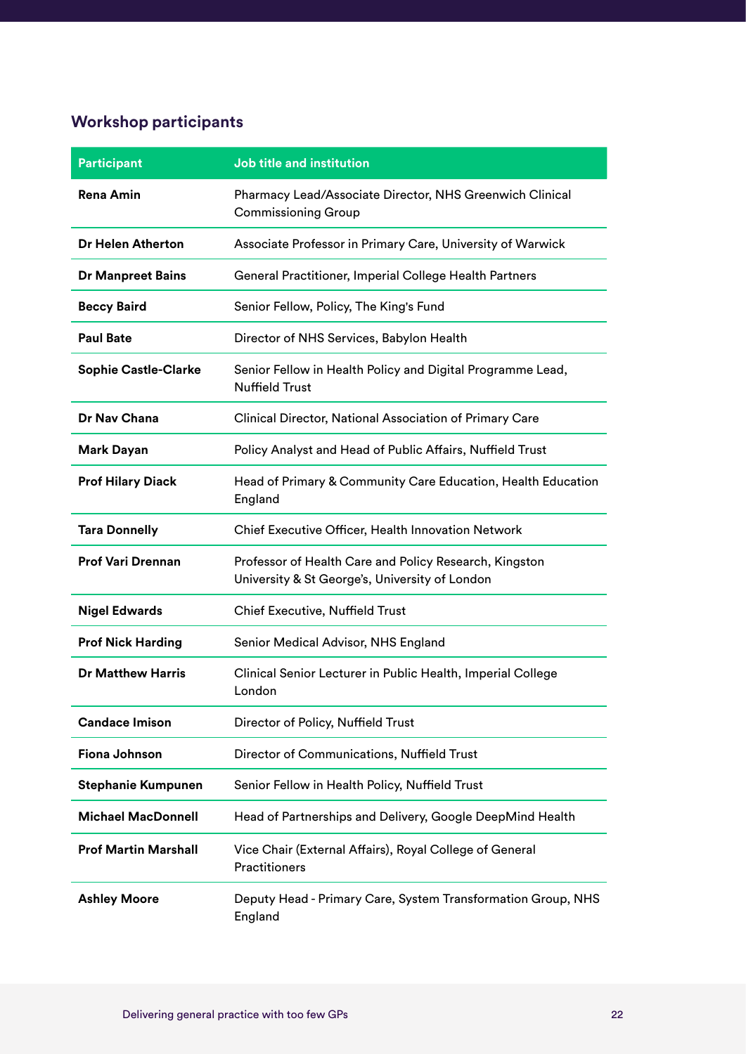## Workshop participants

| Participant | Job title and institution |
|---|---|
| **Rena Amin** | Pharmacy Lead/Associate Director, NHS Greenwich Clinical Commissioning Group |
| **Dr Helen Atherton** | Associate Professor in Primary Care, University of Warwick |
| **Dr Manpreet Bains** | General Practitioner, Imperial College Health Partners |
| **Beccy Baird** | Senior Fellow, Policy, The King's Fund |
| **Paul Bate** | Director of NHS Services, Babylon Health |
| **Sophie Castle-Clarke** | Senior Fellow in Health Policy and Digital Programme Lead, Nuffield Trust |
| **Dr Nav Chana** | Clinical Director, National Association of Primary Care |
| **Mark Dayan** | Policy Analyst and Head of Public Affairs, Nuffield Trust |
| **Prof Hilary Diack** | Head of Primary & Community Care Education, Health Education England |
| **Tara Donnelly** | Chief Executive Officer, Health Innovation Network |
| **Prof Vari Drennan** | Professor of Health Care and Policy Research, Kingston University & St George's, University of London |
| **Nigel Edwards** | Chief Executive, Nuffield Trust |
| **Prof Nick Harding** | Senior Medical Advisor, NHS England |
| **Dr Matthew Harris** | Clinical Senior Lecturer in Public Health, Imperial College London |
| **Candace Imison** | Director of Policy, Nuffield Trust |
| **Fiona Johnson** | Director of Communications, Nuffield Trust |
| **Stephanie Kumpunen** | Senior Fellow in Health Policy, Nuffield Trust |
| **Michael MacDonnell** | Head of Partnerships and Delivery, Google DeepMind Health |
| **Prof Martin Marshall** | Vice Chair (External Affairs), Royal College of General Practitioners |
| **Ashley Moore** | Deputy Head - Primary Care, System Transformation Group, NHS England |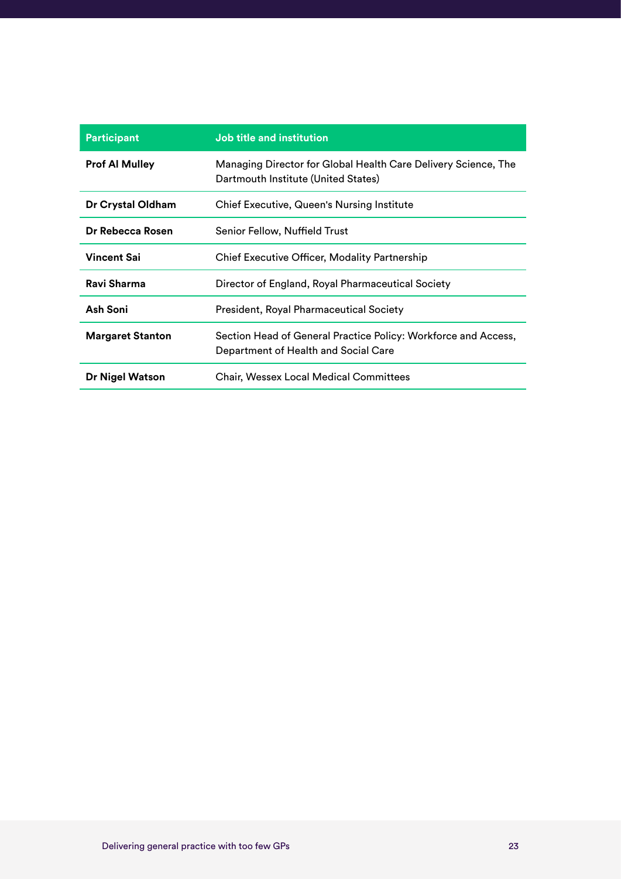| Participant | Job title and institution |
| --- | --- |
| **Prof Al Mulley** | Managing Director for Global Health Care Delivery Science, The Dartmouth Institute (United States) |
| **Dr Crystal Oldham** | Chief Executive, Queen's Nursing Institute |
| **Dr Rebecca Rosen** | Senior Fellow, Nuffield Trust |
| **Vincent Sai** | Chief Executive Officer, Modality Partnership |
| **Ravi Sharma** | Director of England, Royal Pharmaceutical Society |
| **Ash Soni** | President, Royal Pharmaceutical Society |
| **Margaret Stanton** | Section Head of General Practice Policy: Workforce and Access, Department of Health and Social Care |
| **Dr Nigel Watson** | Chair, Wessex Local Medical Committees |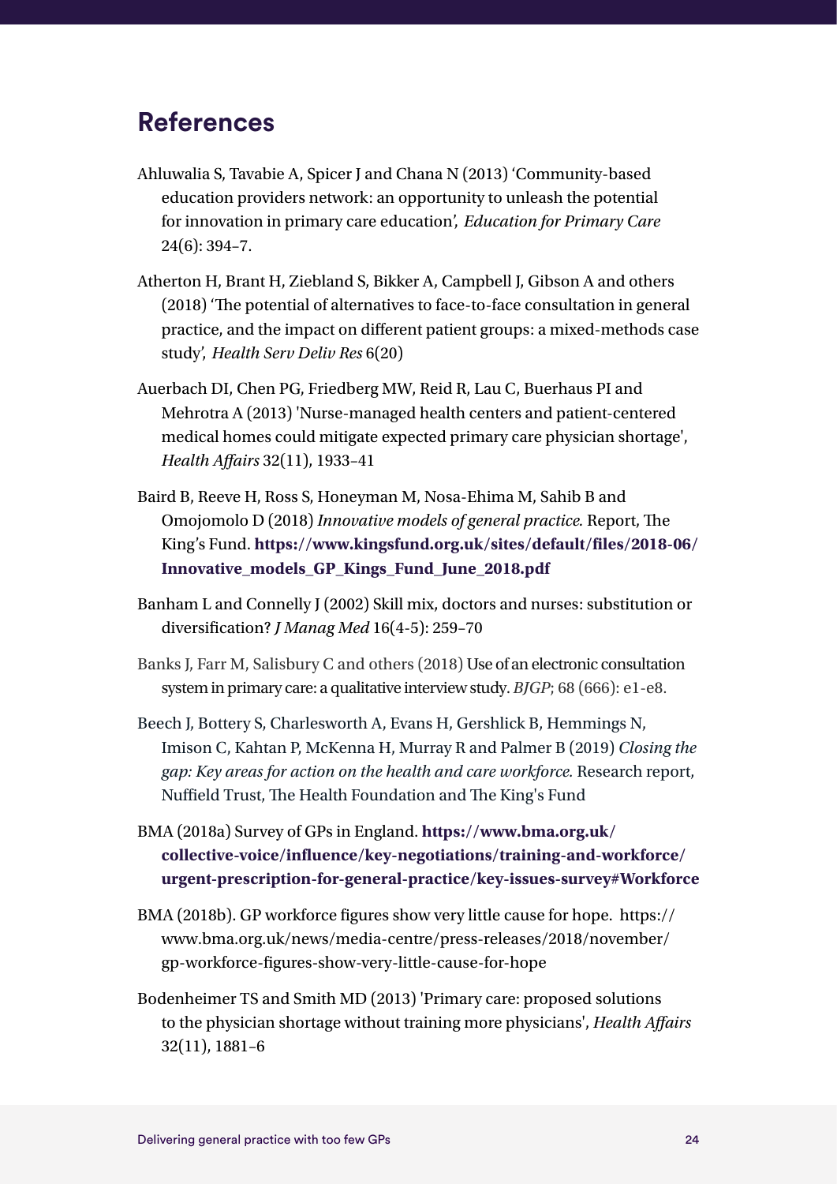## References

Ahluwalia S, Tavabie A, Spicer J and Chana N (2013) 'Community-based education providers network: an opportunity to unleash the potential for innovation in primary care education', *Education for Primary Care* 24(6): 394–7.

Atherton H, Brant H, Ziebland S, Bikker A, Campbell J, Gibson A and others (2018) 'The potential of alternatives to face-to-face consultation in general practice, and the impact on different patient groups: a mixed-methods case study', *Health Serv Deliv Res* 6(20)

Auerbach DI, Chen PG, Friedberg MW, Reid R, Lau C, Buerhaus PI and Mehrotra A (2013) 'Nurse-managed health centers and patient-centered medical homes could mitigate expected primary care physician shortage', *Health Affairs* 32(11), 1933–41

Baird B, Reeve H, Ross S, Honeyman M, Nosa-Ehima M, Sahib B and Omojomolo D (2018) *Innovative models of general practice.* Report, The King's Fund. **https://www.kingsfund.org.uk/sites/default/files/2018-06/Innovative_models_GP_Kings_Fund_June_2018.pdf**

Banham L and Connelly J (2002) Skill mix, doctors and nurses: substitution or diversification? *J Manag Med* 16(4-5): 259–70

Banks J, Farr M, Salisbury C and others (2018) Use of an electronic consultation system in primary care: a qualitative interview study. *BJGP*; 68 (666): e1-e8.

Beech J, Bottery S, Charlesworth A, Evans H, Gershlick B, Hemmings N, Imison C, Kahtan P, McKenna H, Murray R and Palmer B (2019) *Closing the gap: Key areas for action on the health and care workforce.* Research report, Nuffield Trust, The Health Foundation and The King's Fund

BMA (2018a) Survey of GPs in England. **https://www.bma.org.uk/collective-voice/influence/key-negotiations/training-and-workforce/urgent-prescription-for-general-practice/key-issues-survey#Workforce**

BMA (2018b). GP workforce figures show very little cause for hope. https://www.bma.org.uk/news/media-centre/press-releases/2018/november/gp-workforce-figures-show-very-little-cause-for-hope

Bodenheimer TS and Smith MD (2013) 'Primary care: proposed solutions to the physician shortage without training more physicians', *Health Affairs* 32(11), 1881–6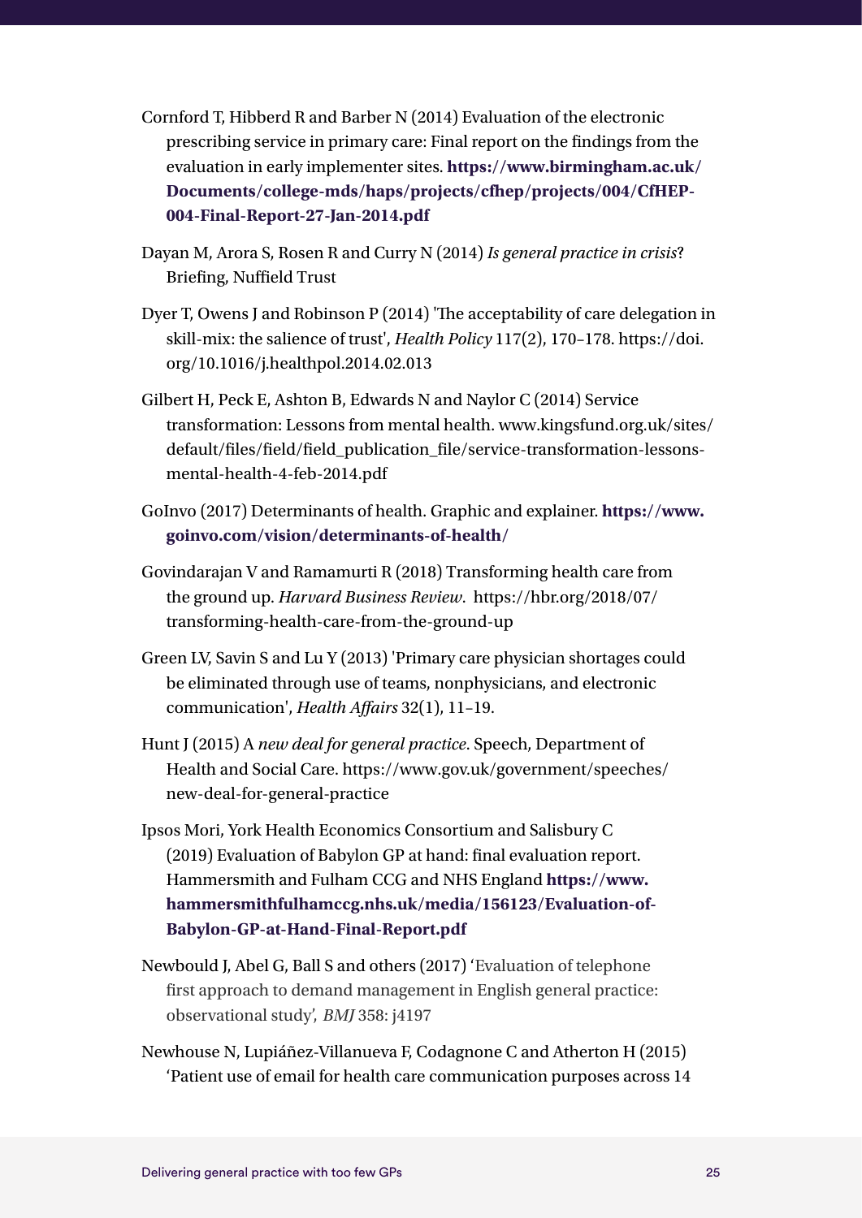Cornford T, Hibberd R and Barber N (2014) Evaluation of the electronic prescribing service in primary care: Final report on the findings from the evaluation in early implementer sites. **https://www.birmingham.ac.uk/Documents/college-mds/haps/projects/cfhep/projects/004/CfHEP-004-Final-Report-27-Jan-2014.pdf**

Dayan M, Arora S, Rosen R and Curry N (2014) *Is general practice in crisis*? Briefing, Nuffield Trust

Dyer T, Owens J and Robinson P (2014) 'The acceptability of care delegation in skill-mix: the salience of trust', *Health Policy* 117(2), 170–178. https://doi.org/10.1016/j.healthpol.2014.02.013

Gilbert H, Peck E, Ashton B, Edwards N and Naylor C (2014) Service transformation: Lessons from mental health. www.kingsfund.org.uk/sites/default/files/field/field_publication_file/service-transformation-lessons-mental-health-4-feb-2014.pdf

GoInvo (2017) Determinants of health. Graphic and explainer. **https://www.goinvo.com/vision/determinants-of-health/**

Govindarajan V and Ramamurti R (2018) Transforming health care from the ground up. *Harvard Business Review*. https://hbr.org/2018/07/transforming-health-care-from-the-ground-up

Green LV, Savin S and Lu Y (2013) 'Primary care physician shortages could be eliminated through use of teams, nonphysicians, and electronic communication', *Health Affairs* 32(1), 11–19.

Hunt J (2015) A *new deal for general practice*. Speech, Department of Health and Social Care. https://www.gov.uk/government/speeches/new-deal-for-general-practice

Ipsos Mori, York Health Economics Consortium and Salisbury C (2019) Evaluation of Babylon GP at hand: final evaluation report. Hammersmith and Fulham CCG and NHS England **https://www.hammersmithfulhamccg.nhs.uk/media/156123/Evaluation-of-Babylon-GP-at-Hand-Final-Report.pdf**

Newbould J, Abel G, Ball S and others (2017) 'Evaluation of telephone first approach to demand management in English general practice: observational study', *BMJ* 358: j4197

Newhouse N, Lupiáñez-Villanueva F, Codagnone C and Atherton H (2015) 'Patient use of email for health care communication purposes across 14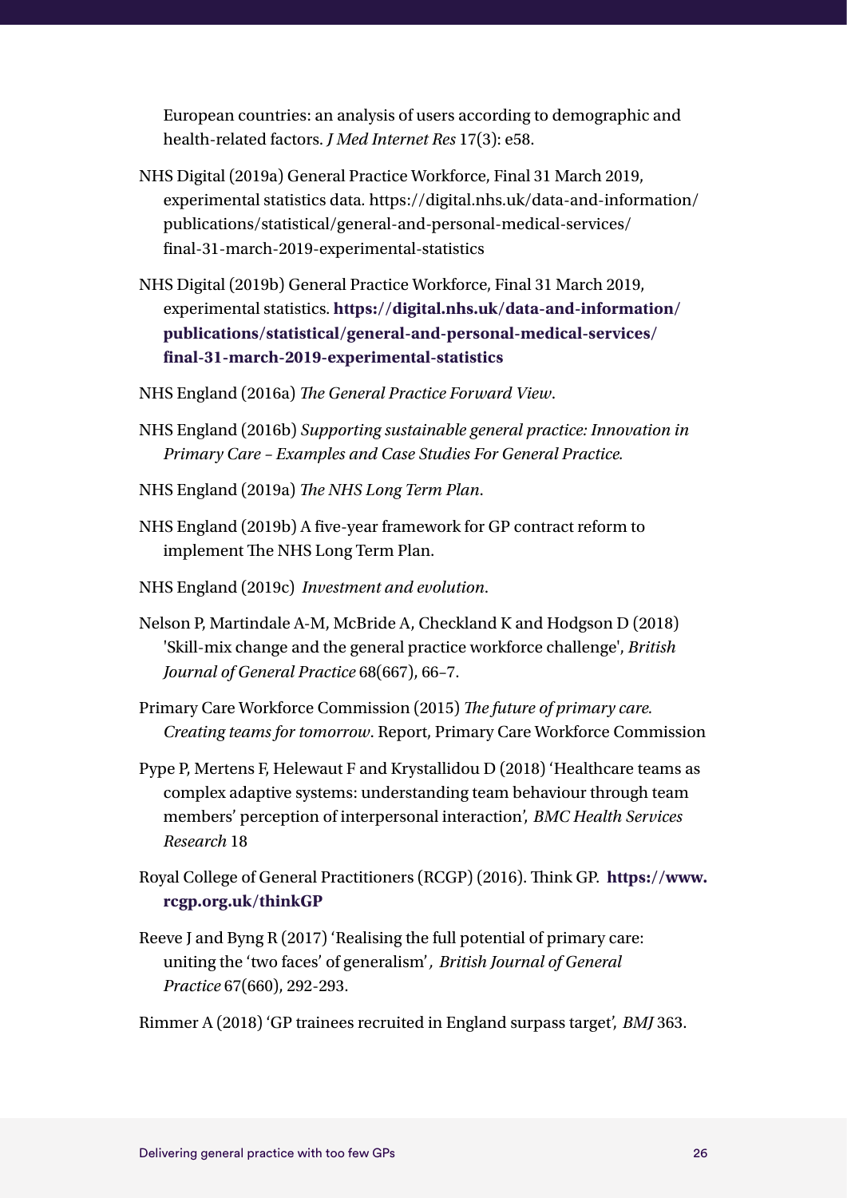European countries: an analysis of users according to demographic and health-related factors. *J Med Internet Res* 17(3): e58.

NHS Digital (2019a) General Practice Workforce, Final 31 March 2019, experimental statistics data. https://digital.nhs.uk/data-and-information/publications/statistical/general-and-personal-medical-services/final-31-march-2019-experimental-statistics

NHS Digital (2019b) General Practice Workforce, Final 31 March 2019, experimental statistics. **https://digital.nhs.uk/data-and-information/publications/statistical/general-and-personal-medical-services/final-31-march-2019-experimental-statistics**

NHS England (2016a) *The General Practice Forward View*.

NHS England (2016b) *Supporting sustainable general practice: Innovation in Primary Care – Examples and Case Studies For General Practice.*

NHS England (2019a) *The NHS Long Term Plan*.

NHS England (2019b) A five-year framework for GP contract reform to implement The NHS Long Term Plan.

NHS England (2019c) *Investment and evolution*.

Nelson P, Martindale A-M, McBride A, Checkland K and Hodgson D (2018) 'Skill-mix change and the general practice workforce challenge', *British Journal of General Practice* 68(667), 66–7.

Primary Care Workforce Commission (2015) *The future of primary care. Creating teams for tomorrow*. Report, Primary Care Workforce Commission

Pype P, Mertens F, Helewaut F and Krystallidou D (2018) 'Healthcare teams as complex adaptive systems: understanding team behaviour through team members' perception of interpersonal interaction', *BMC Health Services Research* 18

Royal College of General Practitioners (RCGP) (2016). Think GP. **https://www.rcgp.org.uk/thinkGP**

Reeve J and Byng R (2017) 'Realising the full potential of primary care: uniting the 'two faces' of generalism', *British Journal of General Practice* 67(660), 292-293.

Rimmer A (2018) 'GP trainees recruited in England surpass target', *BMJ* 363.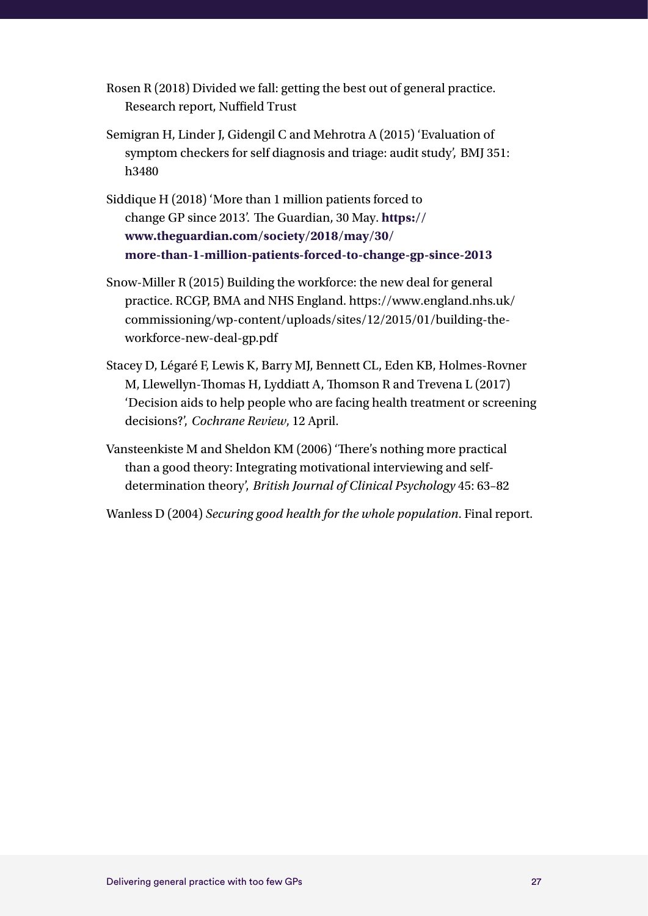Rosen R (2018) Divided we fall: getting the best out of general practice. Research report, Nuffield Trust

Semigran H, Linder J, Gidengil C and Mehrotra A (2015) 'Evaluation of symptom checkers for self diagnosis and triage: audit study', BMJ 351: h3480

Siddique H (2018) 'More than 1 million patients forced to change GP since 2013'. The Guardian, 30 May. **https://www.theguardian.com/society/2018/may/30/more-than-1-million-patients-forced-to-change-gp-since-2013**

Snow-Miller R (2015) Building the workforce: the new deal for general practice. RCGP, BMA and NHS England. https://www.england.nhs.uk/commissioning/wp-content/uploads/sites/12/2015/01/building-the-workforce-new-deal-gp.pdf

Stacey D, Légaré F, Lewis K, Barry MJ, Bennett CL, Eden KB, Holmes-Rovner M, Llewellyn-Thomas H, Lyddiatt A, Thomson R and Trevena L (2017) 'Decision aids to help people who are facing health treatment or screening decisions?', *Cochrane Review*, 12 April.

Vansteenkiste M and Sheldon KM (2006) 'There's nothing more practical than a good theory: Integrating motivational interviewing and self-determination theory', *British Journal of Clinical Psychology* 45: 63–82

Wanless D (2004) *Securing good health for the whole population*. Final report.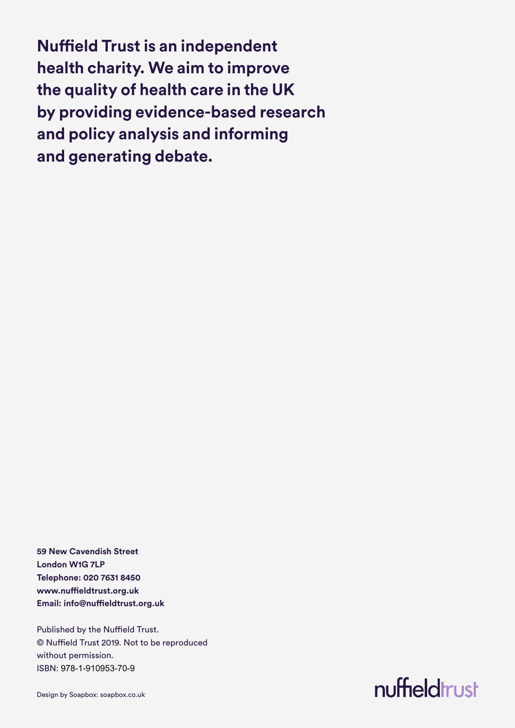**Nuffield Trust is an independent health charity. We aim to improve the quality of health care in the UK by providing evidence-based research and policy analysis and informing and generating debate.**

**59 New Cavendish Street**
**London W1G 7LP**
**Telephone: 020 7631 8450**
**www.nuffieldtrust.org.uk**
**Email: info@nuffieldtrust.org.uk**

Published by the Nuffield Trust.
© Nuffield Trust 2019. Not to be reproduced without permission.
ISBN: 978-1-910953-70-9

Design by Soapbox: soapbox.co.uk

nuffieldtrust